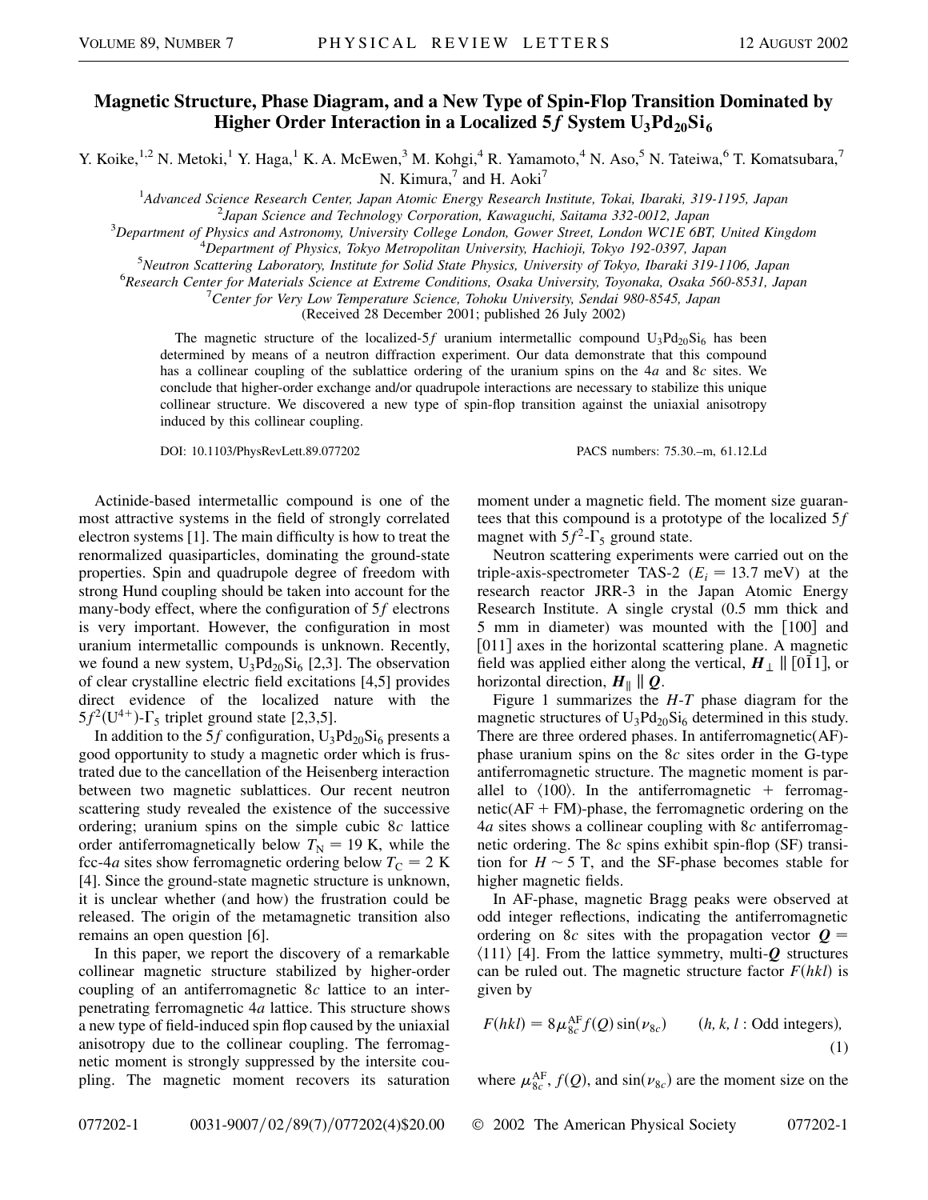# Magnetic Structure, Phase Diagram, and a New Type of Spin-Flop Transition Dominated by Higher Order Interaction in a Localized $5f$ System $U_3Pd_{20}Si_6$

Y. Koike,[1,2] N. Metoki,[1] Y. Haga,[1] K. A. McEwen,[3] M. Kohgi,[4] R. Yamamoto,[4] N. Aso,[5] N. Tateiwa,[6] T. Komatsubara,[7] N. Kimura,[7] and H. Aoki[7]

[1]*Advanced Science Research Center, Japan Atomic Energy Research Institute, Tokai, Ibaraki, 319-1195, Japan*
[2]*Japan Science and Technology Corporation, Kawaguchi, Saitama 332-0012, Japan*
[3]*Department of Physics and Astronomy, University College London, Gower Street, London WC1E 6BT, United Kingdom*
[4]*Department of Physics, Tokyo Metropolitan University, Hachioji, Tokyo 192-0397, Japan*
[5]*Neutron Scattering Laboratory, Institute for Solid State Physics, University of Tokyo, Ibaraki 319-1106, Japan*
[6]*Research Center for Materials Science at Extreme Conditions, Osaka University, Toyonaka, Osaka 560-8531, Japan*
[7]*Center for Very Low Temperature Science, Tohoku University, Sendai 980-8545, Japan*

(Received 28 December 2001; published 26 July 2002)

The magnetic structure of the localized-$5f$ uranium intermetallic compound $U_3Pd_{20}Si_6$ has been determined by means of a neutron diffraction experiment. Our data demonstrate that this compound has a collinear coupling of the sublattice ordering of the uranium spins on the $4a$ and $8c$ sites. We conclude that higher-order exchange and/or quadrupole interactions are necessary to stabilize this unique collinear structure. We discovered a new type of spin-flop transition against the uniaxial anisotropy induced by this collinear coupling.

DOI: 10.1103/PhysRevLett.89.077202 PACS numbers: 75.30.–m, 61.12.Ld

Actinide-based intermetallic compound is one of the most attractive systems in the field of strongly correlated electron systems [1]. The main difficulty is how to treat the renormalized quasiparticles, dominating the ground-state properties. Spin and quadrupole degree of freedom with strong Hund coupling should be taken into account for the many-body effect, where the configuration of $5f$ electrons is very important. However, the configuration in most uranium intermetallic compounds is unknown. Recently, we found a new system, $U_3Pd_{20}Si_6$ [2,3]. The observation of clear crystalline electric field excitations [4,5] provides direct evidence of the localized nature with the $5f^2(U^{4+})$-$\Gamma_5$ triplet ground state [2,3,5].

In addition to the $5f$ configuration, $U_3Pd_{20}Si_6$ presents a good opportunity to study a magnetic order which is frustrated due to the cancellation of the Heisenberg interaction between two magnetic sublattices. Our recent neutron scattering study revealed the existence of the successive ordering; uranium spins on the simple cubic $8c$ lattice order antiferromagnetically below $T_N = 19$ K, while the fcc-$4a$ sites show ferromagnetic ordering below $T_C = 2$ K [4]. Since the ground-state magnetic structure is unknown, it is unclear whether (and how) the frustration could be released. The origin of the metamagnetic transition also remains an open question [6].

In this paper, we report the discovery of a remarkable collinear magnetic structure stabilized by higher-order coupling of an antiferromagnetic $8c$ lattice to an interpenetrating ferromagnetic $4a$ lattice. This structure shows a new type of field-induced spin flop caused by the uniaxial anisotropy due to the collinear coupling. The ferromagnetic moment is strongly suppressed by the intersite coupling. The magnetic moment recovers its saturation moment under a magnetic field. The moment size guarantees that this compound is a prototype of the localized $5f$ magnet with $5f^2$-$\Gamma_5$ ground state.

Neutron scattering experiments were carried out on the triple-axis-spectrometer TAS-2 ($E_i = 13.7$ meV) at the research reactor JRR-3 in the Japan Atomic Energy Research Institute. A single crystal (0.5 mm thick and 5 mm in diameter) was mounted with the [100] and [011] axes in the horizontal scattering plane. A magnetic field was applied either along the vertical, $\boldsymbol{H}_\perp \parallel [0\bar{1}1]$, or horizontal direction, $\boldsymbol{H}_\parallel \parallel \boldsymbol{Q}$.

Figure 1 summarizes the $H$-$T$ phase diagram for the magnetic structures of $U_3Pd_{20}Si_6$ determined in this study. There are three ordered phases. In antiferromagnetic(AF)-phase uranium spins on the $8c$ sites order in the G-type antiferromagnetic structure. The magnetic moment is parallel to $\langle 100 \rangle$. In the antiferromagnetic + ferromagnetic(AF + FM)-phase, the ferromagnetic ordering on the $4a$ sites shows a collinear coupling with $8c$ antiferromagnetic ordering. The $8c$ spins exhibit spin-flop (SF) transition for $H \sim 5$ T, and the SF-phase becomes stable for higher magnetic fields.

In AF-phase, magnetic Bragg peaks were observed at odd integer reflections, indicating the antiferromagnetic ordering on $8c$ sites with the propagation vector $\boldsymbol{Q} = \langle 111 \rangle$ [4]. From the lattice symmetry, multi-$\boldsymbol{Q}$ structures can be ruled out. The magnetic structure factor $F(hkl)$ is given by

$$F(hkl) = 8\mu_{8c}^{\mathrm{AF}} f(Q) \sin(\nu_{8c}) \qquad (h, k, l : \text{Odd integers}), \tag{1}$$

where $\mu_{8c}^{\mathrm{AF}}$, $f(Q)$, and $\sin(\nu_{8c})$ are the moment size on the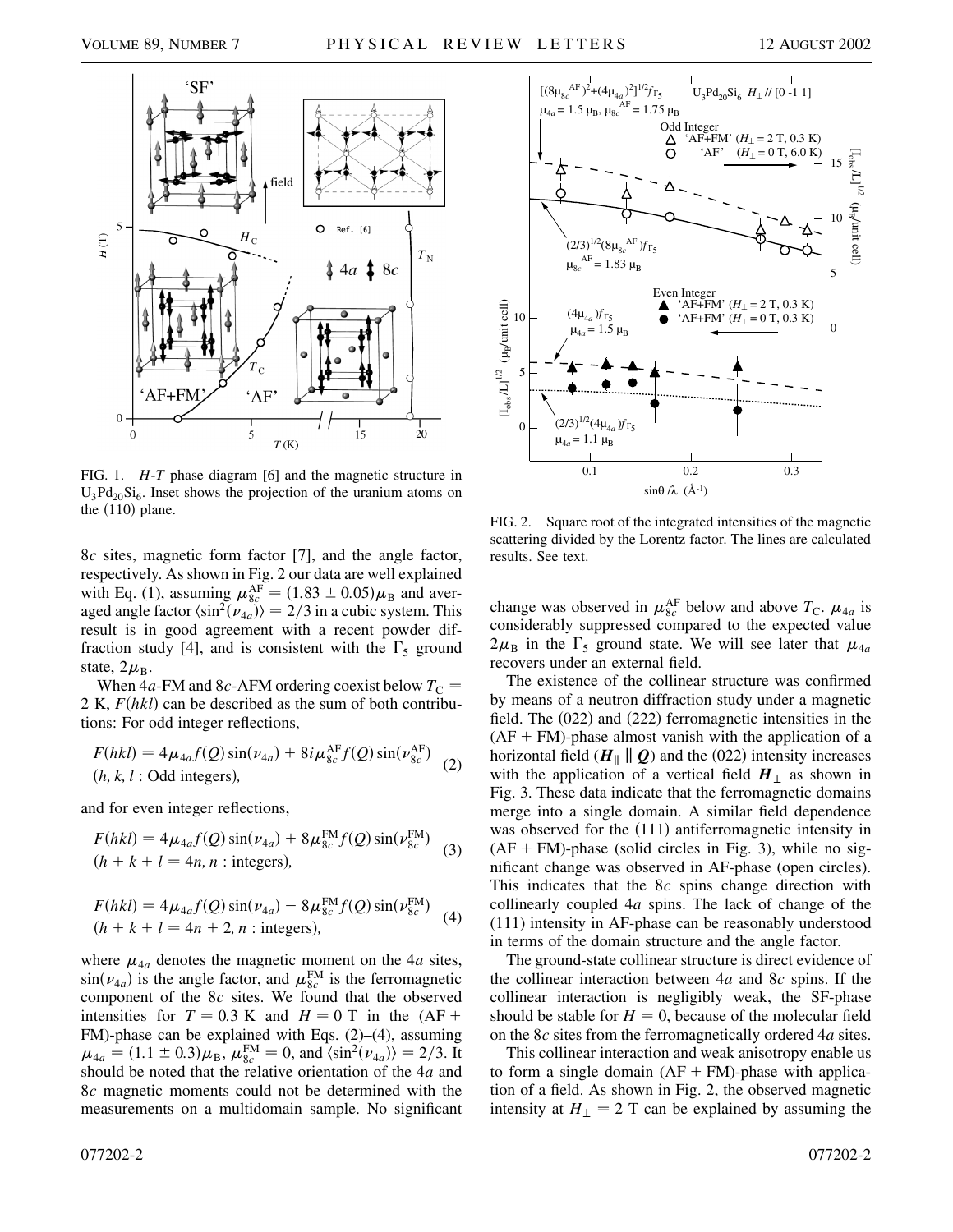FIG. 1. *H*-*T* phase diagram [6] and the magnetic structure in $U_3Pd_{20}Si_6$. Inset shows the projection of the uranium atoms on the (110) plane.

FIG. 2. Square root of the integrated intensities of the magnetic scattering divided by the Lorentz factor. The lines are calculated results. See text.

8*c* sites, magnetic form factor [7], and the angle factor, respectively. As shown in Fig. 2 our data are well explained with Eq. (1), assuming $\mu_{8c}^{\rm AF} = (1.83 \pm 0.05)\mu_{\rm B}$ and averaged angle factor $\langle \sin^2(\nu_{4a}) \rangle = 2/3$ in a cubic system. This result is in good agreement with a recent powder diffraction study [4], and is consistent with the $\Gamma_5$ ground state, $2\mu_{\rm B}$.

When 4*a*-FM and 8*c*-AFM ordering coexist below $T_{\rm C} = 2$ K, $F(hkl)$ can be described as the sum of both contributions: For odd integer reflections,

$$F(hkl) = 4\mu_{4a} f(Q)\sin(\nu_{4a}) + 8i\mu_{8c}^{\rm AF} f(Q)\sin(\nu_{8c}^{\rm AF}) \quad (h, k, l : \text{Odd integers}), \tag{2}$$

and for even integer reflections,

$$F(hkl) = 4\mu_{4a} f(Q)\sin(\nu_{4a}) + 8\mu_{8c}^{\rm FM} f(Q)\sin(\nu_{8c}^{\rm FM}) \quad (h + k + l = 4n, n : \text{integers}), \tag{3}$$

$$F(hkl) = 4\mu_{4a} f(Q)\sin(\nu_{4a}) - 8\mu_{8c}^{\rm FM} f(Q)\sin(\nu_{8c}^{\rm FM}) \quad (h + k + l = 4n + 2, n : \text{integers}), \tag{4}$$

where $\mu_{4a}$ denotes the magnetic moment on the 4*a* sites, $\sin(\nu_{4a})$ is the angle factor, and $\mu_{8c}^{\rm FM}$ is the ferromagnetic component of the 8*c* sites. We found that the observed intensities for $T = 0.3$ K and $H = 0$ T in the (AF + FM)-phase can be explained with Eqs. (2)–(4), assuming $\mu_{4a} = (1.1 \pm 0.3)\mu_{\rm B}$, $\mu_{8c}^{\rm FM} = 0$, and $\langle \sin^2(\nu_{4a}) \rangle = 2/3$. It should be noted that the relative orientation of the 4*a* and 8*c* magnetic moments could not be determined with the measurements on a multidomain sample. No significant change was observed in $\mu_{8c}^{\rm AF}$ below and above $T_{\rm C}$. $\mu_{4a}$ is considerably suppressed compared to the expected value $2\mu_{\rm B}$ in the $\Gamma_5$ ground state. We will see later that $\mu_{4a}$ recovers under an external field.

The existence of the collinear structure was confirmed by means of a neutron diffraction study under a magnetic field. The (022) and (222) ferromagnetic intensities in the (AF + FM)-phase almost vanish with the application of a horizontal field ($\boldsymbol{H}_\parallel \parallel \boldsymbol{Q}$) and the (022) intensity increases with the application of a vertical field $\boldsymbol{H}_\perp$ as shown in Fig. 3. These data indicate that the ferromagnetic domains merge into a single domain. A similar field dependence was observed for the (111) antiferromagnetic intensity in (AF + FM)-phase (solid circles in Fig. 3), while no significant change was observed in AF-phase (open circles). This indicates that the 8*c* spins change direction with collinearly coupled 4*a* spins. The lack of change of the (111) intensity in AF-phase can be reasonably understood in terms of the domain structure and the angle factor.

The ground-state collinear structure is direct evidence of the collinear interaction between 4*a* and 8*c* spins. If the collinear interaction is negligibly weak, the SF-phase should be stable for $H = 0$, because of the molecular field on the 8*c* sites from the ferromagnetically ordered 4*a* sites.

This collinear interaction and weak anisotropy enable us to form a single domain (AF + FM)-phase with application of a field. As shown in Fig. 2, the observed magnetic intensity at $H_\perp = 2$ T can be explained by assuming the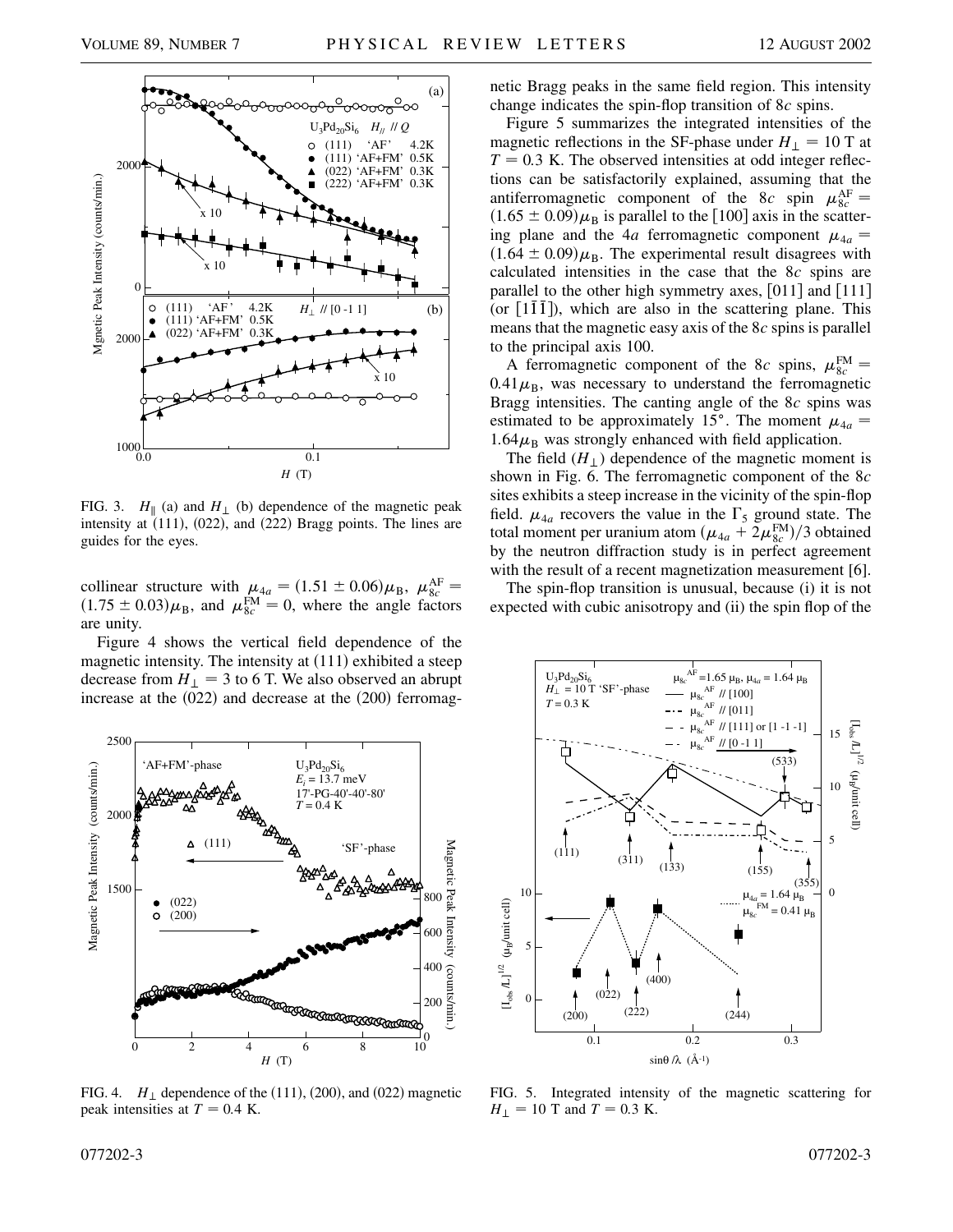FIG. 3. $H_\parallel$ (a) and $H_\perp$ (b) dependence of the magnetic peak intensity at (111), (022), and (222) Bragg points. The lines are guides for the eyes.

collinear structure with $\mu_{4a} = (1.51 \pm 0.06)\mu_B$, $\mu_{8c}^{AF} = (1.75 \pm 0.03)\mu_B$, and $\mu_{8c}^{FM} = 0$, where the angle factors are unity.

Figure 4 shows the vertical field dependence of the magnetic intensity. The intensity at (111) exhibited a steep decrease from $H_\perp = 3$ to 6 T. We also observed an abrupt increase at the (022) and decrease at the (200) ferromagnetic Bragg peaks in the same field region. This intensity change indicates the spin-flop transition of 8$c$ spins.

Figure 5 summarizes the integrated intensities of the magnetic reflections in the SF-phase under $H_\perp = 10$ T at $T = 0.3$ K. The observed intensities at odd integer reflections can be satisfactorily explained, assuming that the antiferromagnetic component of the 8$c$ spin $\mu_{8c}^{AF} = (1.65 \pm 0.09)\mu_B$ is parallel to the [100] axis in the scattering plane and the 4$a$ ferromagnetic component $\mu_{4a} = (1.64 \pm 0.09)\mu_B$. The experimental result disagrees with calculated intensities in the case that the 8$c$ spins are parallel to the other high symmetry axes, [011] and [111] (or $[1\bar{1}\bar{1}]$), which are also in the scattering plane. This means that the magnetic easy axis of the 8$c$ spins is parallel to the principal axis 100.

A ferromagnetic component of the 8$c$ spins, $\mu_{8c}^{FM} = 0.41\mu_B$, was necessary to understand the ferromagnetic Bragg intensities. The canting angle of the 8$c$ spins was estimated to be approximately 15°. The moment $\mu_{4a} = 1.64\mu_B$ was strongly enhanced with field application.

The field ($H_\perp$) dependence of the magnetic moment is shown in Fig. 6. The ferromagnetic component of the 8$c$ sites exhibits a steep increase in the vicinity of the spin-flop field. $\mu_{4a}$ recovers the value in the $\Gamma_5$ ground state. The total moment per uranium atom $(\mu_{4a} + 2\mu_{8c}^{FM})/3$ obtained by the neutron diffraction study is in perfect agreement with the result of a recent magnetization measurement [6].

The spin-flop transition is unusual, because (i) it is not expected with cubic anisotropy and (ii) the spin flop of the

FIG. 4. $H_\perp$ dependence of the (111), (200), and (022) magnetic peak intensities at $T = 0.4$ K.

FIG. 5. Integrated intensity of the magnetic scattering for $H_\perp = 10$ T and $T = 0.3$ K.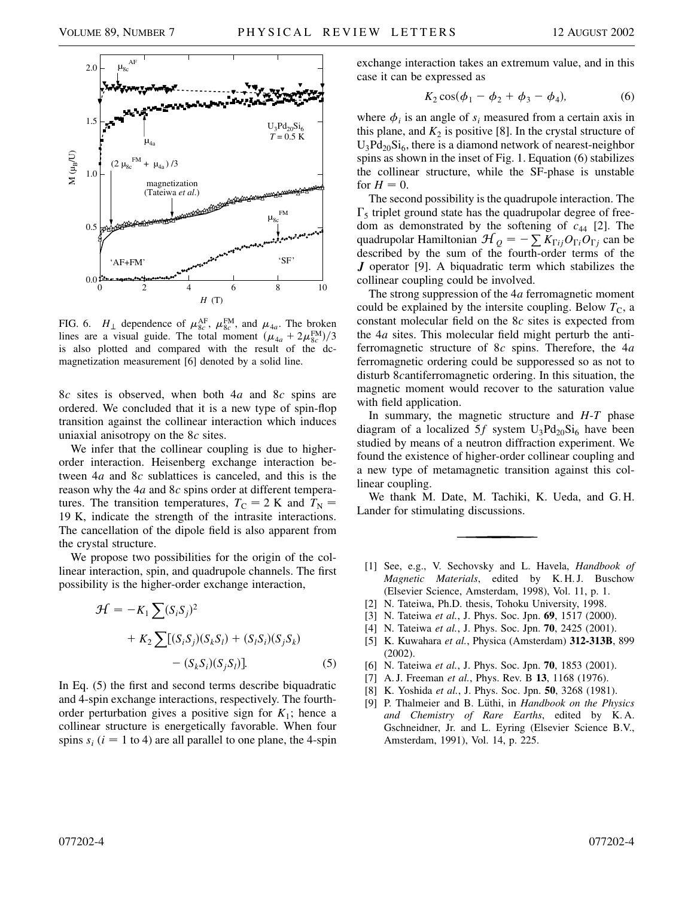2.0

$\mu_{8c}^{AF}$

1.5

$U_3Pd_{20}Si_6$
$T = 0.5$ K

$\mu_{4a}$

M ($\mu_B$/U)

1.0

$(2\,\mu_{8c}^{FM} + \mu_{4a})/3$

magnetization
(Tateiwa *et al.*)

0.5

$\mu_{8c}^{FM}$

'AF+FM'

'SF'

0.0

0 2 4 6 8 10

$H$ (T)

FIG. 6. $H_\perp$ dependence of $\mu_{8c}^{AF}$, $\mu_{8c}^{FM}$, and $\mu_{4a}$. The broken lines are a visual guide. The total moment $(\mu_{4a} + 2\mu_{8c}^{FM})/3$ is also plotted and compared with the result of the dc-magnetization measurement [6] denoted by a solid line.

8$c$ sites is observed, when both 4$a$ and 8$c$ spins are ordered. We concluded that it is a new type of spin-flop transition against the collinear interaction which induces uniaxial anisotropy on the 8$c$ sites.

We infer that the collinear coupling is due to higher-order interaction. Heisenberg exchange interaction between 4$a$ and 8$c$ sublattices is canceled, and this is the reason why the 4$a$ and 8$c$ spins order at different temperatures. The transition temperatures, $T_C = 2$ K and $T_N = 19$ K, indicate the strength of the intrasite interactions. The cancellation of the dipole field is also apparent from the crystal structure.

We propose two possibilities for the origin of the collinear interaction, spin, and quadrupole channels. The first possibility is the higher-order exchange interaction,

$$\mathcal{H} = -K_1 \sum (S_i S_j)^2 + K_2 \sum [(S_i S_j)(S_k S_l) + (S_l S_i)(S_j S_k) - (S_k S_i)(S_j S_l)]. \tag{5}$$

In Eq. (5) the first and second terms describe biquadratic and 4-spin exchange interactions, respectively. The fourth-order perturbation gives a positive sign for $K_1$; hence a collinear structure is energetically favorable. When four spins $s_i$ ($i = 1$ to 4) are all parallel to one plane, the 4-spin exchange interaction takes an extremum value, and in this case it can be expressed as

$$K_2 \cos(\phi_1 - \phi_2 + \phi_3 - \phi_4), \tag{6}$$

where $\phi_i$ is an angle of $s_i$ measured from a certain axis in this plane, and $K_2$ is positive [8]. In the crystal structure of $U_3Pd_{20}Si_6$, there is a diamond network of nearest-neighbor spins as shown in the inset of Fig. 1. Equation (6) stabilizes the collinear structure, while the SF-phase is unstable for $H = 0$.

The second possibility is the quadrupole interaction. The $\Gamma_5$ triplet ground state has the quadrupolar degree of freedom as demonstrated by the softening of $c_{44}$ [2]. The quadrupolar Hamiltonian $\mathcal{H}_Q = -\sum K_{\Gamma ij} O_{\Gamma i} O_{\Gamma j}$ can be described by the sum of the fourth-order terms of the $\boldsymbol{J}$ operator [9]. A biquadratic term which stabilizes the collinear coupling could be involved.

The strong suppression of the 4$a$ ferromagnetic moment could be explained by the intersite coupling. Below $T_C$, a constant molecular field on the 8$c$ sites is expected from the 4$a$ sites. This molecular field might perturb the antiferromagnetic structure of 8$c$ spins. Therefore, the 4$a$ ferromagnetic ordering could be supporessed so as not to disturb 8$c$antiferromagnetic ordering. In this situation, the magnetic moment would recover to the saturation value with field application.

In summary, the magnetic structure and $H$-$T$ phase diagram of a localized 5$f$ system $U_3Pd_{20}Si_6$ have been studied by means of a neutron diffraction experiment. We found the existence of higher-order collinear coupling and a new type of metamagnetic transition against this collinear coupling.

We thank M. Date, M. Tachiki, K. Ueda, and G. H. Lander for stimulating discussions.

---

[1] See, e.g., V. Sechovsky and L. Havela, *Handbook of Magnetic Materials*, edited by K. H. J. Buschow (Elsevier Science, Amsterdam, 1998), Vol. 11, p. 1.

[2] N. Tateiwa, Ph.D. thesis, Tohoku University, 1998.

[3] N. Tateiwa *et al.*, J. Phys. Soc. Jpn. **69**, 1517 (2000).

[4] N. Tateiwa *et al.*, J. Phys. Soc. Jpn. **70**, 2425 (2001).

[5] K. Kuwahara *et al.*, Physica (Amsterdam) **312-313B**, 899 (2002).

[6] N. Tateiwa *et al.*, J. Phys. Soc. Jpn. **70**, 1853 (2001).

[7] A. J. Freeman *et al.*, Phys. Rev. B **13**, 1168 (1976).

[8] K. Yoshida *et al.*, J. Phys. Soc. Jpn. **50**, 3268 (1981).

[9] P. Thalmeier and B. Lüthi, in *Handbook on the Physics and Chemistry of Rare Earths*, edited by K. A. Gschneidner, Jr. and L. Eyring (Elsevier Science B.V., Amsterdam, 1991), Vol. 14, p. 225.